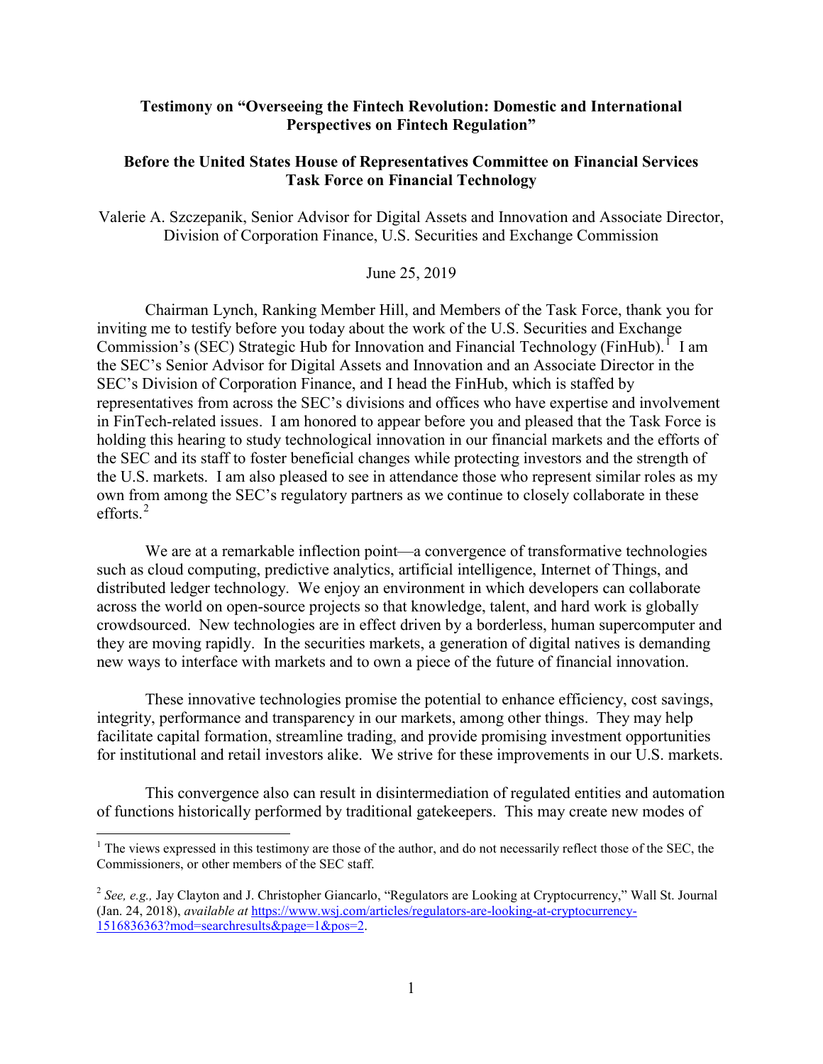**Testimony on "Overseeing the Fintech Revolution: Domestic and International Perspectives on Fintech Regulation"**

**Before the United States House of Representatives Committee on Financial Services Task Force on Financial Technology**

Valerie A. Szczepanik, Senior Advisor for Digital Assets and Innovation and Associate Director, Division of Corporation Finance, U.S. Securities and Exchange Commission

June 25, 2019

Chairman Lynch, Ranking Member Hill, and Members of the Task Force, thank you for inviting me to testify before you today about the work of the U.S. Securities and Exchange Commission's (SEC) Strategic Hub for Innovation and Financial Technology (FinHub).[1] I am the SEC's Senior Advisor for Digital Assets and Innovation and an Associate Director in the SEC's Division of Corporation Finance, and I head the FinHub, which is staffed by representatives from across the SEC's divisions and offices who have expertise and involvement in FinTech-related issues. I am honored to appear before you and pleased that the Task Force is holding this hearing to study technological innovation in our financial markets and the efforts of the SEC and its staff to foster beneficial changes while protecting investors and the strength of the U.S. markets. I am also pleased to see in attendance those who represent similar roles as my own from among the SEC's regulatory partners as we continue to closely collaborate in these efforts.[2]

We are at a remarkable inflection point—a convergence of transformative technologies such as cloud computing, predictive analytics, artificial intelligence, Internet of Things, and distributed ledger technology. We enjoy an environment in which developers can collaborate across the world on open-source projects so that knowledge, talent, and hard work is globally crowdsourced. New technologies are in effect driven by a borderless, human supercomputer and they are moving rapidly. In the securities markets, a generation of digital natives is demanding new ways to interface with markets and to own a piece of the future of financial innovation.

These innovative technologies promise the potential to enhance efficiency, cost savings, integrity, performance and transparency in our markets, among other things. They may help facilitate capital formation, streamline trading, and provide promising investment opportunities for institutional and retail investors alike. We strive for these improvements in our U.S. markets.

This convergence also can result in disintermediation of regulated entities and automation of functions historically performed by traditional gatekeepers. This may create new modes of

---

[1] The views expressed in this testimony are those of the author, and do not necessarily reflect those of the SEC, the Commissioners, or other members of the SEC staff.

[2] *See, e.g.,* Jay Clayton and J. Christopher Giancarlo, "Regulators are Looking at Cryptocurrency," Wall St. Journal (Jan. 24, 2018), *available at* https://www.wsj.com/articles/regulators-are-looking-at-cryptocurrency-1516836363?mod=searchresults&page=1&pos=2.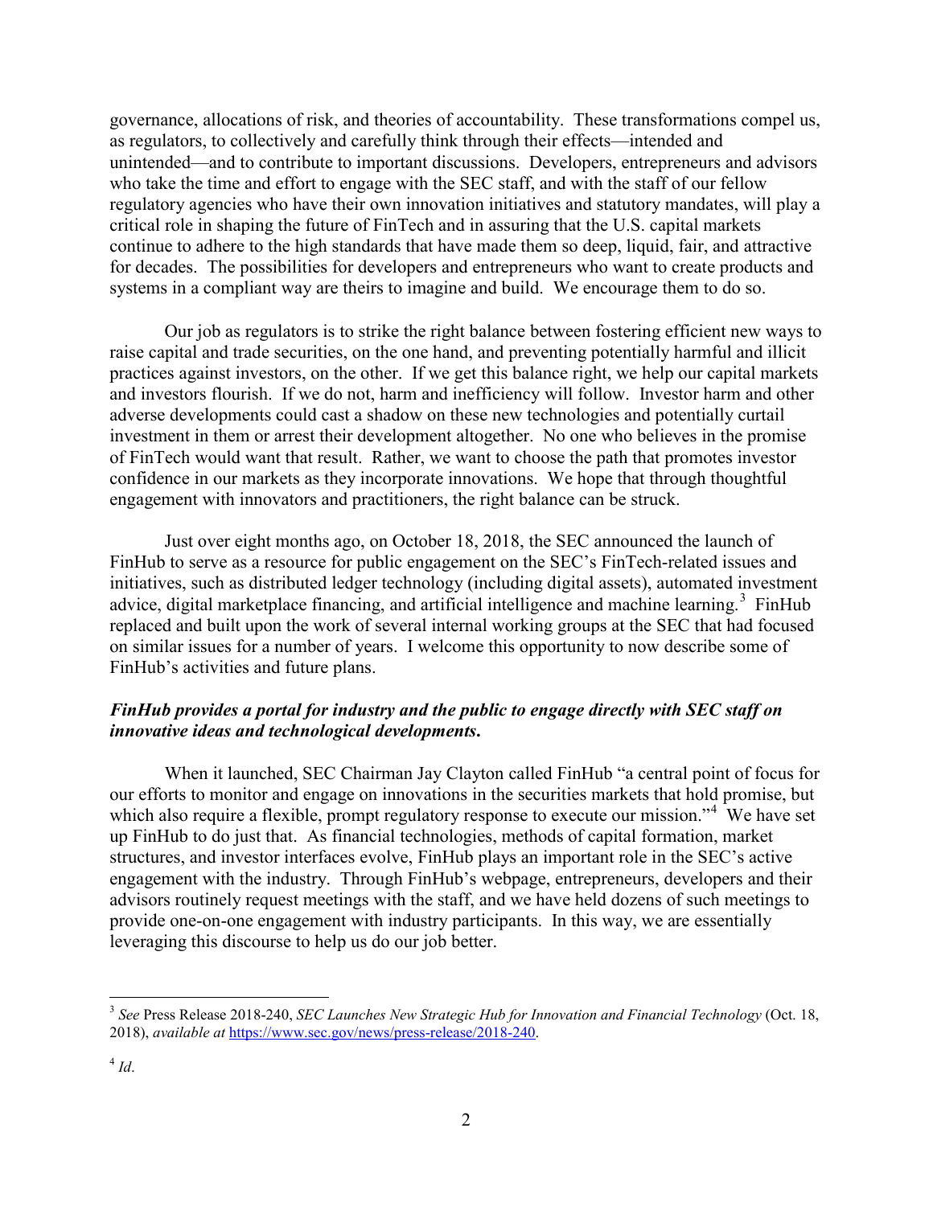governance, allocations of risk, and theories of accountability. These transformations compel us, as regulators, to collectively and carefully think through their effects—intended and unintended—and to contribute to important discussions. Developers, entrepreneurs and advisors who take the time and effort to engage with the SEC staff, and with the staff of our fellow regulatory agencies who have their own innovation initiatives and statutory mandates, will play a critical role in shaping the future of FinTech and in assuring that the U.S. capital markets continue to adhere to the high standards that have made them so deep, liquid, fair, and attractive for decades. The possibilities for developers and entrepreneurs who want to create products and systems in a compliant way are theirs to imagine and build. We encourage them to do so.

Our job as regulators is to strike the right balance between fostering efficient new ways to raise capital and trade securities, on the one hand, and preventing potentially harmful and illicit practices against investors, on the other. If we get this balance right, we help our capital markets and investors flourish. If we do not, harm and inefficiency will follow. Investor harm and other adverse developments could cast a shadow on these new technologies and potentially curtail investment in them or arrest their development altogether. No one who believes in the promise of FinTech would want that result. Rather, we want to choose the path that promotes investor confidence in our markets as they incorporate innovations. We hope that through thoughtful engagement with innovators and practitioners, the right balance can be struck.

Just over eight months ago, on October 18, 2018, the SEC announced the launch of FinHub to serve as a resource for public engagement on the SEC's FinTech-related issues and initiatives, such as distributed ledger technology (including digital assets), automated investment advice, digital marketplace financing, and artificial intelligence and machine learning.[3] FinHub replaced and built upon the work of several internal working groups at the SEC that had focused on similar issues for a number of years. I welcome this opportunity to now describe some of FinHub's activities and future plans.

***FinHub provides a portal for industry and the public to engage directly with SEC staff on innovative ideas and technological developments.***

When it launched, SEC Chairman Jay Clayton called FinHub "a central point of focus for our efforts to monitor and engage on innovations in the securities markets that hold promise, but which also require a flexible, prompt regulatory response to execute our mission."[4] We have set up FinHub to do just that. As financial technologies, methods of capital formation, market structures, and investor interfaces evolve, FinHub plays an important role in the SEC's active engagement with the industry. Through FinHub's webpage, entrepreneurs, developers and their advisors routinely request meetings with the staff, and we have held dozens of such meetings to provide one-on-one engagement with industry participants. In this way, we are essentially leveraging this discourse to help us do our job better.

---

[3] *See* Press Release 2018-240, *SEC Launches New Strategic Hub for Innovation and Financial Technology* (Oct. 18, 2018), *available at* https://www.sec.gov/news/press-release/2018-240.

[4] *Id*.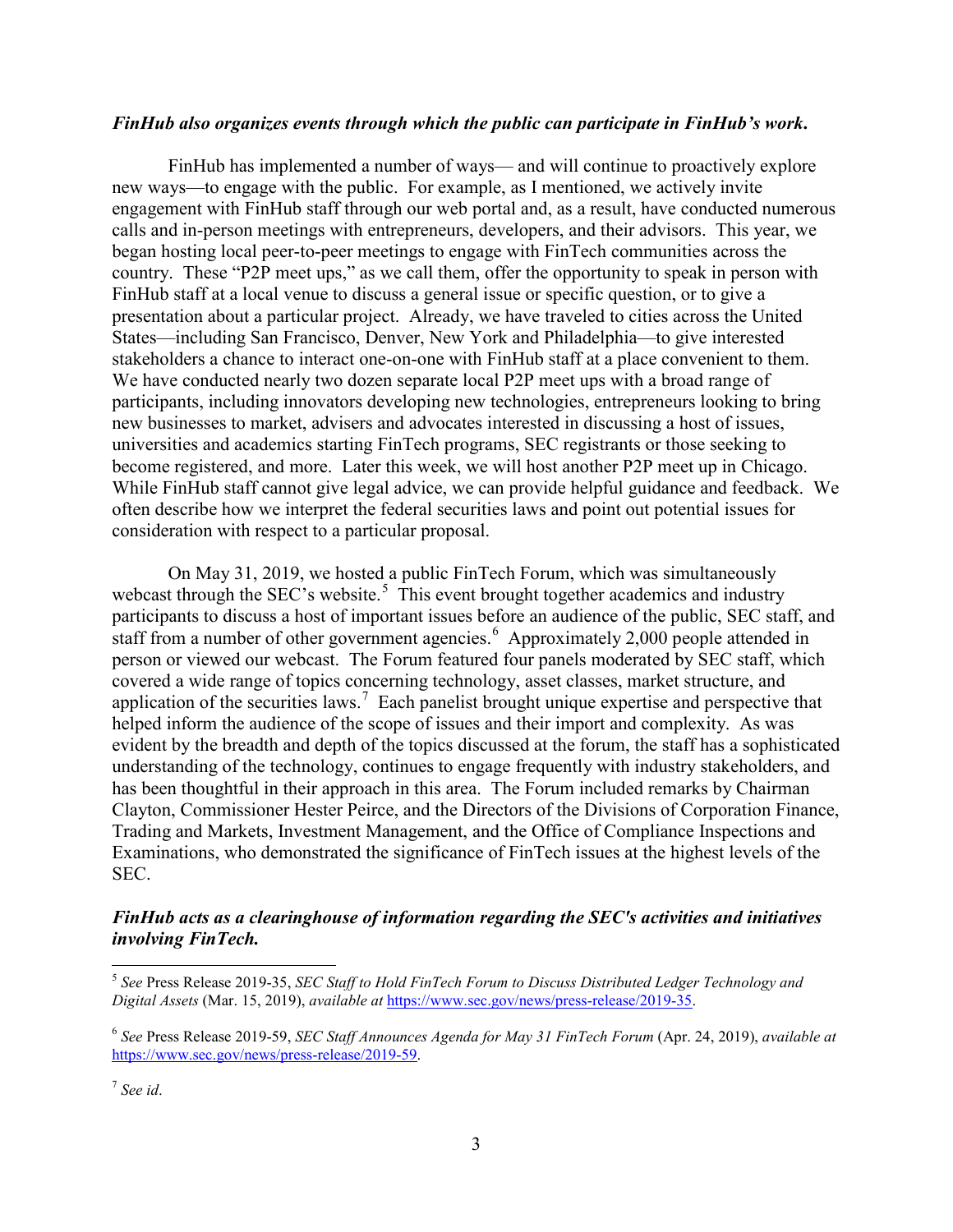***FinHub also organizes events through which the public can participate in FinHub's work.***

FinHub has implemented a number of ways— and will continue to proactively explore new ways—to engage with the public. For example, as I mentioned, we actively invite engagement with FinHub staff through our web portal and, as a result, have conducted numerous calls and in-person meetings with entrepreneurs, developers, and their advisors. This year, we began hosting local peer-to-peer meetings to engage with FinTech communities across the country. These "P2P meet ups," as we call them, offer the opportunity to speak in person with FinHub staff at a local venue to discuss a general issue or specific question, or to give a presentation about a particular project. Already, we have traveled to cities across the United States—including San Francisco, Denver, New York and Philadelphia—to give interested stakeholders a chance to interact one-on-one with FinHub staff at a place convenient to them. We have conducted nearly two dozen separate local P2P meet ups with a broad range of participants, including innovators developing new technologies, entrepreneurs looking to bring new businesses to market, advisers and advocates interested in discussing a host of issues, universities and academics starting FinTech programs, SEC registrants or those seeking to become registered, and more. Later this week, we will host another P2P meet up in Chicago. While FinHub staff cannot give legal advice, we can provide helpful guidance and feedback. We often describe how we interpret the federal securities laws and point out potential issues for consideration with respect to a particular proposal.

On May 31, 2019, we hosted a public FinTech Forum, which was simultaneously webcast through the SEC's website.[5] This event brought together academics and industry participants to discuss a host of important issues before an audience of the public, SEC staff, and staff from a number of other government agencies.[6] Approximately 2,000 people attended in person or viewed our webcast. The Forum featured four panels moderated by SEC staff, which covered a wide range of topics concerning technology, asset classes, market structure, and application of the securities laws.[7] Each panelist brought unique expertise and perspective that helped inform the audience of the scope of issues and their import and complexity. As was evident by the breadth and depth of the topics discussed at the forum, the staff has a sophisticated understanding of the technology, continues to engage frequently with industry stakeholders, and has been thoughtful in their approach in this area. The Forum included remarks by Chairman Clayton, Commissioner Hester Peirce, and the Directors of the Divisions of Corporation Finance, Trading and Markets, Investment Management, and the Office of Compliance Inspections and Examinations, who demonstrated the significance of FinTech issues at the highest levels of the SEC.

***FinHub acts as a clearinghouse of information regarding the SEC's activities and initiatives involving FinTech.***

---

[5] *See* Press Release 2019-35, *SEC Staff to Hold FinTech Forum to Discuss Distributed Ledger Technology and Digital Assets* (Mar. 15, 2019), *available at* https://www.sec.gov/news/press-release/2019-35.

[6] *See* Press Release 2019-59, *SEC Staff Announces Agenda for May 31 FinTech Forum* (Apr. 24, 2019), *available at* https://www.sec.gov/news/press-release/2019-59.

[7] *See id*.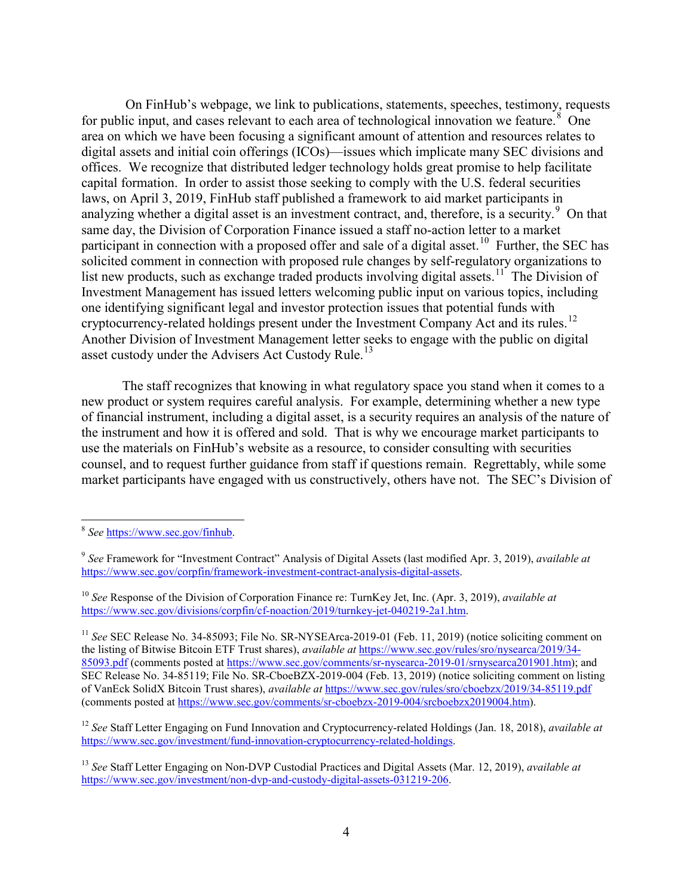On FinHub's webpage, we link to publications, statements, speeches, testimony, requests for public input, and cases relevant to each area of technological innovation we feature.[8] One area on which we have been focusing a significant amount of attention and resources relates to digital assets and initial coin offerings (ICOs)—issues which implicate many SEC divisions and offices. We recognize that distributed ledger technology holds great promise to help facilitate capital formation. In order to assist those seeking to comply with the U.S. federal securities laws, on April 3, 2019, FinHub staff published a framework to aid market participants in analyzing whether a digital asset is an investment contract, and, therefore, is a security.[9] On that same day, the Division of Corporation Finance issued a staff no-action letter to a market participant in connection with a proposed offer and sale of a digital asset.[10] Further, the SEC has solicited comment in connection with proposed rule changes by self-regulatory organizations to list new products, such as exchange traded products involving digital assets.[11] The Division of Investment Management has issued letters welcoming public input on various topics, including one identifying significant legal and investor protection issues that potential funds with cryptocurrency-related holdings present under the Investment Company Act and its rules.[12] Another Division of Investment Management letter seeks to engage with the public on digital asset custody under the Advisers Act Custody Rule.[13]

The staff recognizes that knowing in what regulatory space you stand when it comes to a new product or system requires careful analysis. For example, determining whether a new type of financial instrument, including a digital asset, is a security requires an analysis of the nature of the instrument and how it is offered and sold. That is why we encourage market participants to use the materials on FinHub's website as a resource, to consider consulting with securities counsel, and to request further guidance from staff if questions remain. Regrettably, while some market participants have engaged with us constructively, others have not. The SEC's Division of

---

[8] *See* https://www.sec.gov/finhub.

[9] *See* Framework for "Investment Contract" Analysis of Digital Assets (last modified Apr. 3, 2019), *available at* https://www.sec.gov/corpfin/framework-investment-contract-analysis-digital-assets.

[10] *See* Response of the Division of Corporation Finance re: TurnKey Jet, Inc. (Apr. 3, 2019), *available at* https://www.sec.gov/divisions/corpfin/cf-noaction/2019/turnkey-jet-040219-2a1.htm.

[11] *See* SEC Release No. 34-85093; File No. SR-NYSEArca-2019-01 (Feb. 11, 2019) (notice soliciting comment on the listing of Bitwise Bitcoin ETF Trust shares), *available at* https://www.sec.gov/rules/sro/nysearca/2019/34-85093.pdf (comments posted at https://www.sec.gov/comments/sr-nysearca-2019-01/srnysearca201901.htm); and SEC Release No. 34-85119; File No. SR-CboeBZX-2019-004 (Feb. 13, 2019) (notice soliciting comment on listing of VanEck SolidX Bitcoin Trust shares), *available at* https://www.sec.gov/rules/sro/cboebzx/2019/34-85119.pdf (comments posted at https://www.sec.gov/comments/sr-cboebzx-2019-004/srcboebzx2019004.htm).

[12] *See* Staff Letter Engaging on Fund Innovation and Cryptocurrency-related Holdings (Jan. 18, 2018), *available at* https://www.sec.gov/investment/fund-innovation-cryptocurrency-related-holdings.

[13] *See* Staff Letter Engaging on Non-DVP Custodial Practices and Digital Assets (Mar. 12, 2019), *available at* https://www.sec.gov/investment/non-dvp-and-custody-digital-assets-031219-206.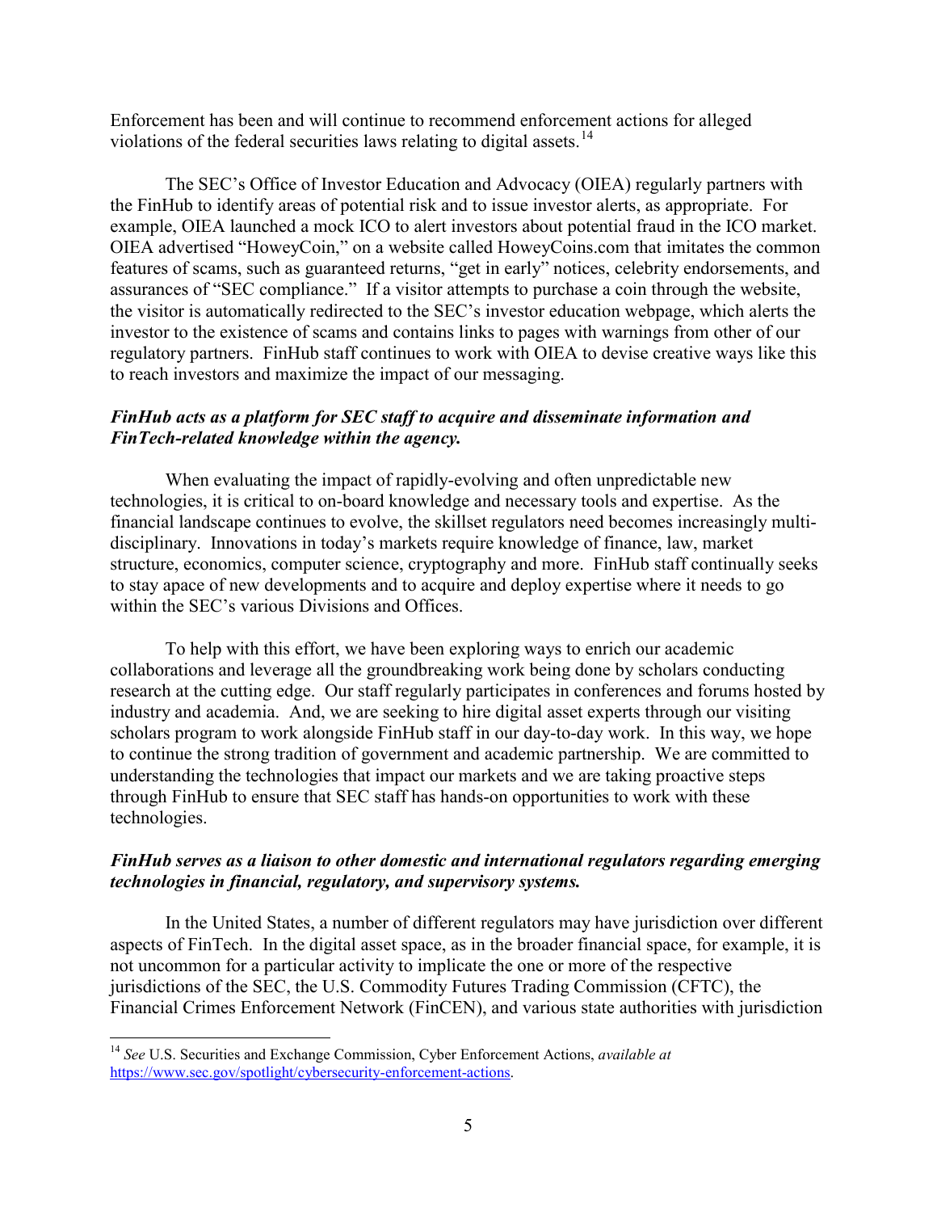Enforcement has been and will continue to recommend enforcement actions for alleged violations of the federal securities laws relating to digital assets.[14]

The SEC's Office of Investor Education and Advocacy (OIEA) regularly partners with the FinHub to identify areas of potential risk and to issue investor alerts, as appropriate. For example, OIEA launched a mock ICO to alert investors about potential fraud in the ICO market. OIEA advertised "HoweyCoin," on a website called HoweyCoins.com that imitates the common features of scams, such as guaranteed returns, "get in early" notices, celebrity endorsements, and assurances of "SEC compliance." If a visitor attempts to purchase a coin through the website, the visitor is automatically redirected to the SEC's investor education webpage, which alerts the investor to the existence of scams and contains links to pages with warnings from other of our regulatory partners. FinHub staff continues to work with OIEA to devise creative ways like this to reach investors and maximize the impact of our messaging.

***FinHub acts as a platform for SEC staff to acquire and disseminate information and FinTech-related knowledge within the agency.***

When evaluating the impact of rapidly-evolving and often unpredictable new technologies, it is critical to on-board knowledge and necessary tools and expertise. As the financial landscape continues to evolve, the skillset regulators need becomes increasingly multi-disciplinary. Innovations in today's markets require knowledge of finance, law, market structure, economics, computer science, cryptography and more. FinHub staff continually seeks to stay apace of new developments and to acquire and deploy expertise where it needs to go within the SEC's various Divisions and Offices.

To help with this effort, we have been exploring ways to enrich our academic collaborations and leverage all the groundbreaking work being done by scholars conducting research at the cutting edge. Our staff regularly participates in conferences and forums hosted by industry and academia. And, we are seeking to hire digital asset experts through our visiting scholars program to work alongside FinHub staff in our day-to-day work. In this way, we hope to continue the strong tradition of government and academic partnership. We are committed to understanding the technologies that impact our markets and we are taking proactive steps through FinHub to ensure that SEC staff has hands-on opportunities to work with these technologies.

***FinHub serves as a liaison to other domestic and international regulators regarding emerging technologies in financial, regulatory, and supervisory systems.***

In the United States, a number of different regulators may have jurisdiction over different aspects of FinTech. In the digital asset space, as in the broader financial space, for example, it is not uncommon for a particular activity to implicate the one or more of the respective jurisdictions of the SEC, the U.S. Commodity Futures Trading Commission (CFTC), the Financial Crimes Enforcement Network (FinCEN), and various state authorities with jurisdiction

---

[14] *See* U.S. Securities and Exchange Commission, Cyber Enforcement Actions, *available at* https://www.sec.gov/spotlight/cybersecurity-enforcement-actions.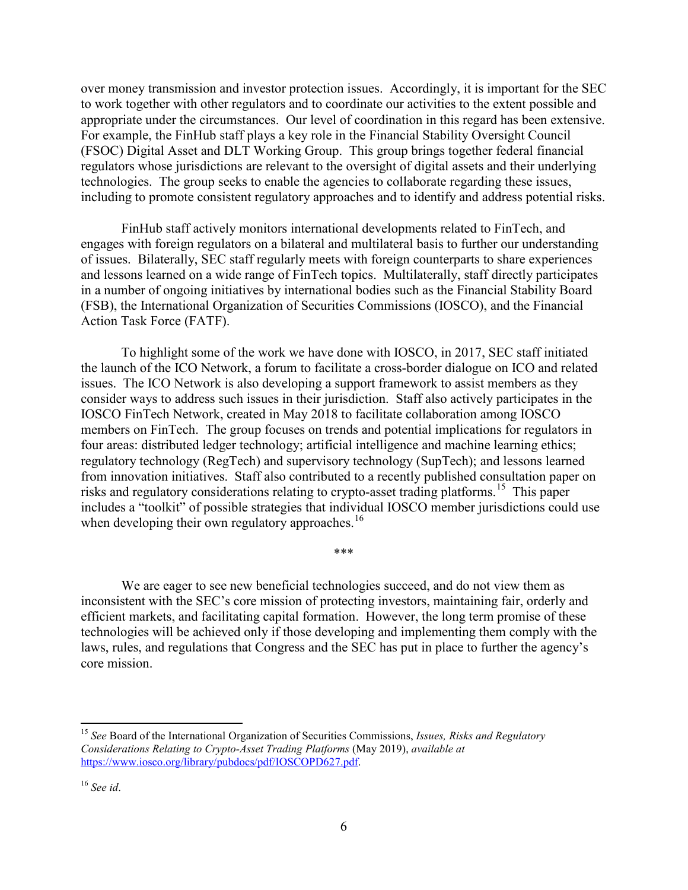over money transmission and investor protection issues. Accordingly, it is important for the SEC to work together with other regulators and to coordinate our activities to the extent possible and appropriate under the circumstances. Our level of coordination in this regard has been extensive. For example, the FinHub staff plays a key role in the Financial Stability Oversight Council (FSOC) Digital Asset and DLT Working Group. This group brings together federal financial regulators whose jurisdictions are relevant to the oversight of digital assets and their underlying technologies. The group seeks to enable the agencies to collaborate regarding these issues, including to promote consistent regulatory approaches and to identify and address potential risks.

FinHub staff actively monitors international developments related to FinTech, and engages with foreign regulators on a bilateral and multilateral basis to further our understanding of issues. Bilaterally, SEC staff regularly meets with foreign counterparts to share experiences and lessons learned on a wide range of FinTech topics. Multilaterally, staff directly participates in a number of ongoing initiatives by international bodies such as the Financial Stability Board (FSB), the International Organization of Securities Commissions (IOSCO), and the Financial Action Task Force (FATF).

To highlight some of the work we have done with IOSCO, in 2017, SEC staff initiated the launch of the ICO Network, a forum to facilitate a cross-border dialogue on ICO and related issues. The ICO Network is also developing a support framework to assist members as they consider ways to address such issues in their jurisdiction. Staff also actively participates in the IOSCO FinTech Network, created in May 2018 to facilitate collaboration among IOSCO members on FinTech. The group focuses on trends and potential implications for regulators in four areas: distributed ledger technology; artificial intelligence and machine learning ethics; regulatory technology (RegTech) and supervisory technology (SupTech); and lessons learned from innovation initiatives. Staff also contributed to a recently published consultation paper on risks and regulatory considerations relating to crypto-asset trading platforms.[15] This paper includes a "toolkit" of possible strategies that individual IOSCO member jurisdictions could use when developing their own regulatory approaches.[16]

\*\*\*

We are eager to see new beneficial technologies succeed, and do not view them as inconsistent with the SEC's core mission of protecting investors, maintaining fair, orderly and efficient markets, and facilitating capital formation. However, the long term promise of these technologies will be achieved only if those developing and implementing them comply with the laws, rules, and regulations that Congress and the SEC has put in place to further the agency's core mission.

---

[15] *See* Board of the International Organization of Securities Commissions, *Issues, Risks and Regulatory Considerations Relating to Crypto-Asset Trading Platforms* (May 2019), *available at* https://www.iosco.org/library/pubdocs/pdf/IOSCOPD627.pdf.

[16] *See id*.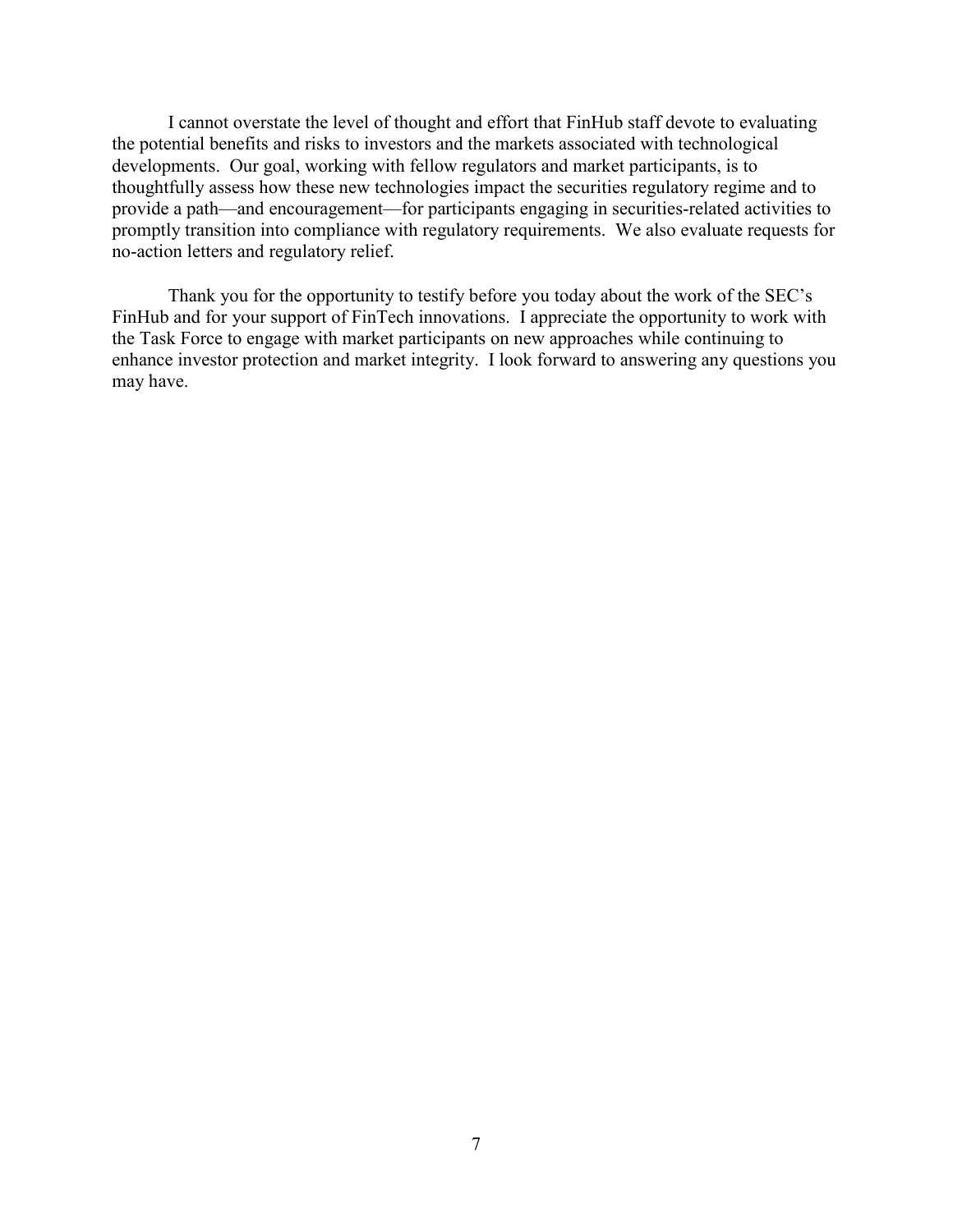I cannot overstate the level of thought and effort that FinHub staff devote to evaluating the potential benefits and risks to investors and the markets associated with technological developments. Our goal, working with fellow regulators and market participants, is to thoughtfully assess how these new technologies impact the securities regulatory regime and to provide a path—and encouragement—for participants engaging in securities-related activities to promptly transition into compliance with regulatory requirements. We also evaluate requests for no-action letters and regulatory relief.

Thank you for the opportunity to testify before you today about the work of the SEC's FinHub and for your support of FinTech innovations. I appreciate the opportunity to work with the Task Force to engage with market participants on new approaches while continuing to enhance investor protection and market integrity. I look forward to answering any questions you may have.